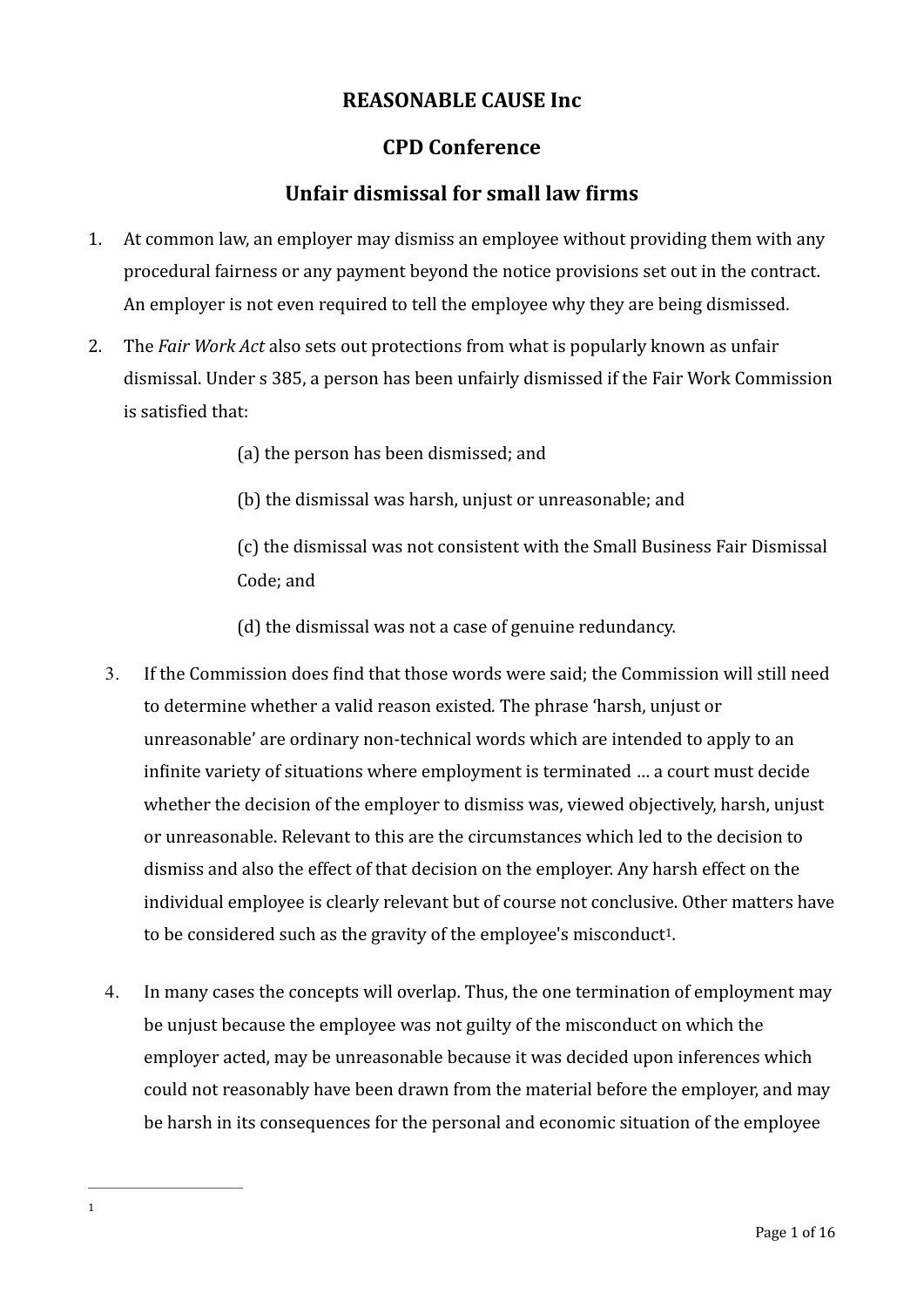# REASONABLE CAUSE Inc

## CPD Conference

## Unfair dismissal for small law firms

1. At common law, an employer may dismiss an employee without providing them with any procedural fairness or any payment beyond the notice provisions set out in the contract. An employer is not even required to tell the employee why they are being dismissed.

2. The *Fair Work Act* also sets out protections from what is popularly known as unfair dismissal. Under s 385, a person has been unfairly dismissed if the Fair Work Commission is satisfied that:

   (a) the person has been dismissed; and

   (b) the dismissal was harsh, unjust or unreasonable; and

   (c) the dismissal was not consistent with the Small Business Fair Dismissal Code; and

   (d) the dismissal was not a case of genuine redundancy.

3. If the Commission does find that those words were said; the Commission will still need to determine whether a valid reason existed*.* The phrase 'harsh, unjust or unreasonable' are ordinary non-technical words which are intended to apply to an infinite variety of situations where employment is terminated … a court must decide whether the decision of the employer to dismiss was, viewed objectively, harsh, unjust or unreasonable. Relevant to this are the circumstances which led to the decision to dismiss and also the effect of that decision on the employer. Any harsh effect on the individual employee is clearly relevant but of course not conclusive. Other matters have to be considered such as the gravity of the employee's misconduct[1].

4. In many cases the concepts will overlap. Thus, the one termination of employment may be unjust because the employee was not guilty of the misconduct on which the employer acted, may be unreasonable because it was decided upon inferences which could not reasonably have been drawn from the material before the employer, and may be harsh in its consequences for the personal and economic situation of the employee

---

[1]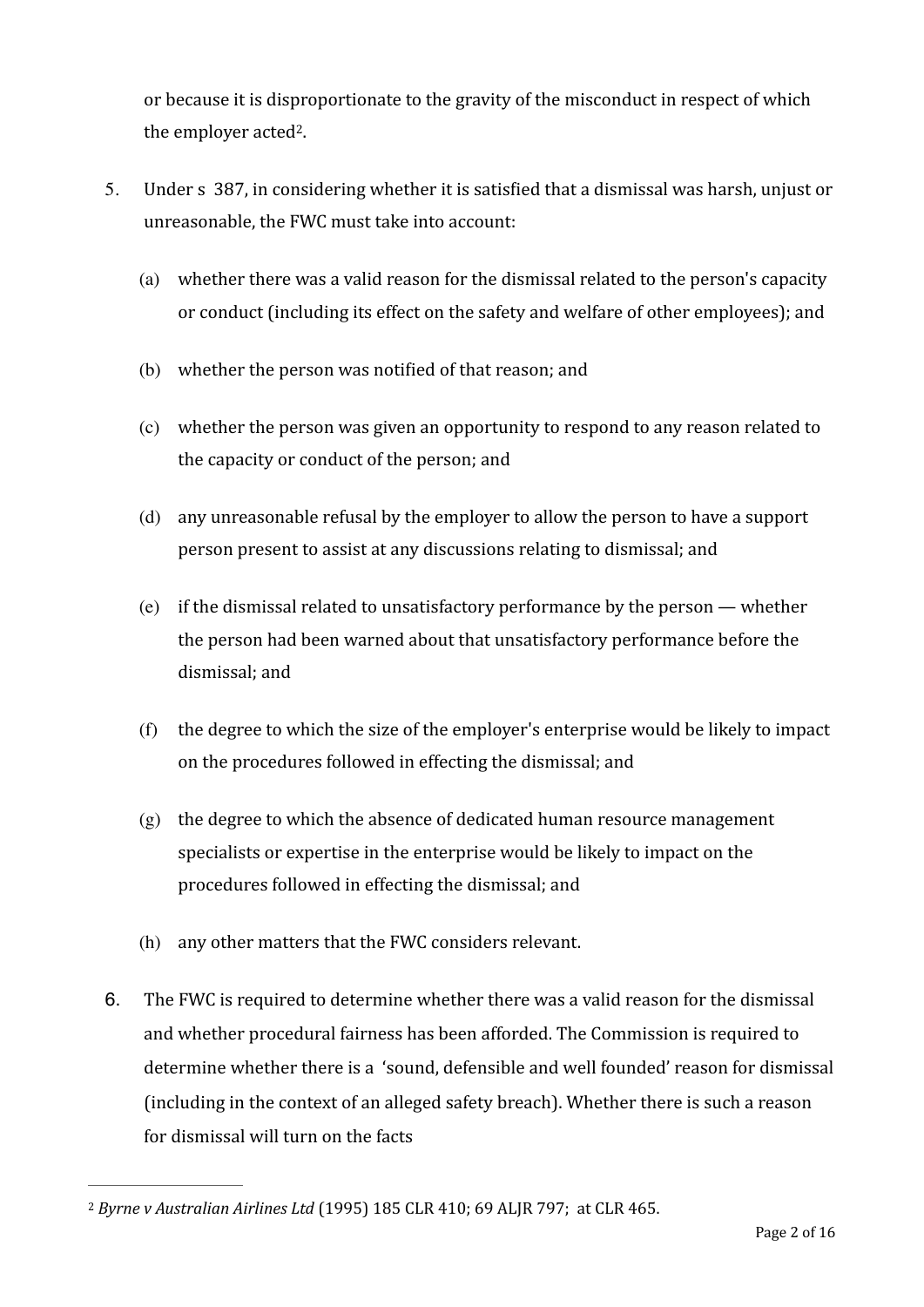or because it is disproportionate to the gravity of the misconduct in respect of which the employer acted[2].

5. Under s 387, in considering whether it is satisfied that a dismissal was harsh, unjust or unreasonable, the FWC must take into account:

   (a) whether there was a valid reason for the dismissal related to the person's capacity or conduct (including its effect on the safety and welfare of other employees); and

   (b) whether the person was notified of that reason; and

   (c) whether the person was given an opportunity to respond to any reason related to the capacity or conduct of the person; and

   (d) any unreasonable refusal by the employer to allow the person to have a support person present to assist at any discussions relating to dismissal; and

   (e) if the dismissal related to unsatisfactory performance by the person — whether the person had been warned about that unsatisfactory performance before the dismissal; and

   (f) the degree to which the size of the employer's enterprise would be likely to impact on the procedures followed in effecting the dismissal; and

   (g) the degree to which the absence of dedicated human resource management specialists or expertise in the enterprise would be likely to impact on the procedures followed in effecting the dismissal; and

   (h) any other matters that the FWC considers relevant.

6. The FWC is required to determine whether there was a valid reason for the dismissal and whether procedural fairness has been afforded. The Commission is required to determine whether there is a 'sound, defensible and well founded' reason for dismissal (including in the context of an alleged safety breach). Whether there is such a reason for dismissal will turn on the facts

---

[2] *Byrne v Australian Airlines Ltd* (1995) 185 CLR 410; 69 ALJR 797; at CLR 465.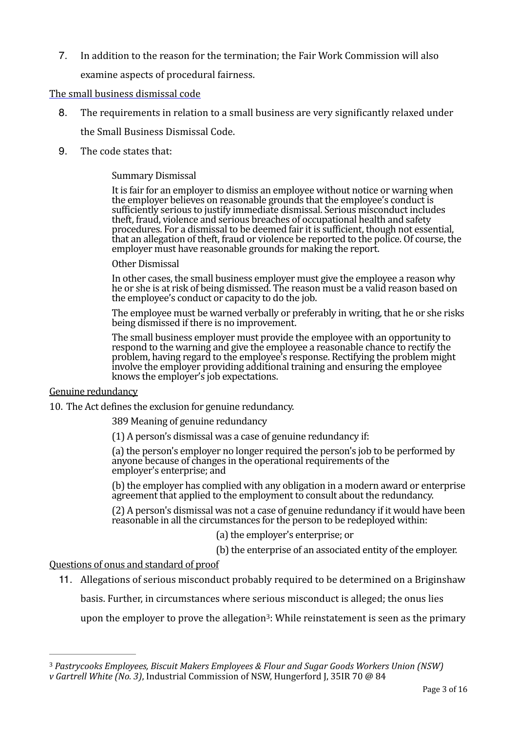7. In addition to the reason for the termination; the Fair Work Commission will also examine aspects of procedural fairness.

<u>The small business dismissal code</u>

8. The requirements in relation to a small business are very significantly relaxed under the Small Business Dismissal Code.

9. The code states that:

> Summary Dismissal
>
> It is fair for an employer to dismiss an employee without notice or warning when the employer believes on reasonable grounds that the employee's conduct is sufficiently serious to justify immediate dismissal. Serious misconduct includes theft, fraud, violence and serious breaches of occupational health and safety procedures. For a dismissal to be deemed fair it is sufficient, though not essential, that an allegation of theft, fraud or violence be reported to the police. Of course, the employer must have reasonable grounds for making the report.
>
> Other Dismissal
>
> In other cases, the small business employer must give the employee a reason why he or she is at risk of being dismissed. The reason must be a valid reason based on the employee's conduct or capacity to do the job.
>
> The employee must be warned verbally or preferably in writing, that he or she risks being dismissed if there is no improvement.
>
> The small business employer must provide the employee with an opportunity to respond to the warning and give the employee a reasonable chance to rectify the problem, having regard to the employee's response. Rectifying the problem might involve the employer providing additional training and ensuring the employee knows the employer's job expectations.

<u>Genuine redundancy</u>

10. The Act defines the exclusion for genuine redundancy.

> 389 Meaning of genuine redundancy
>
> (1) A person's dismissal was a case of genuine redundancy if:
>
> (a) the person's employer no longer required the person's job to be performed by anyone because of changes in the operational requirements of the employer's enterprise; and
>
> (b) the employer has complied with any obligation in a modern award or enterprise agreement that applied to the employment to consult about the redundancy.
>
> (2) A person's dismissal was not a case of genuine redundancy if it would have been reasonable in all the circumstances for the person to be redeployed within:
>
> (a) the employer's enterprise; or
>
> (b) the enterprise of an associated entity of the employer.

<u>Questions of onus and standard of proof</u>

11. Allegations of serious misconduct probably required to be determined on a Briginshaw basis. Further, in circumstances where serious misconduct is alleged; the onus lies upon the employer to prove the allegation[3]: While reinstatement is seen as the primary

---

[3] *Pastrycooks Employees, Biscuit Makers Employees & Flour and Sugar Goods Workers Union (NSW) v Gartrell White (No. 3)*, Industrial Commission of NSW, Hungerford J, 35IR 70 @ 84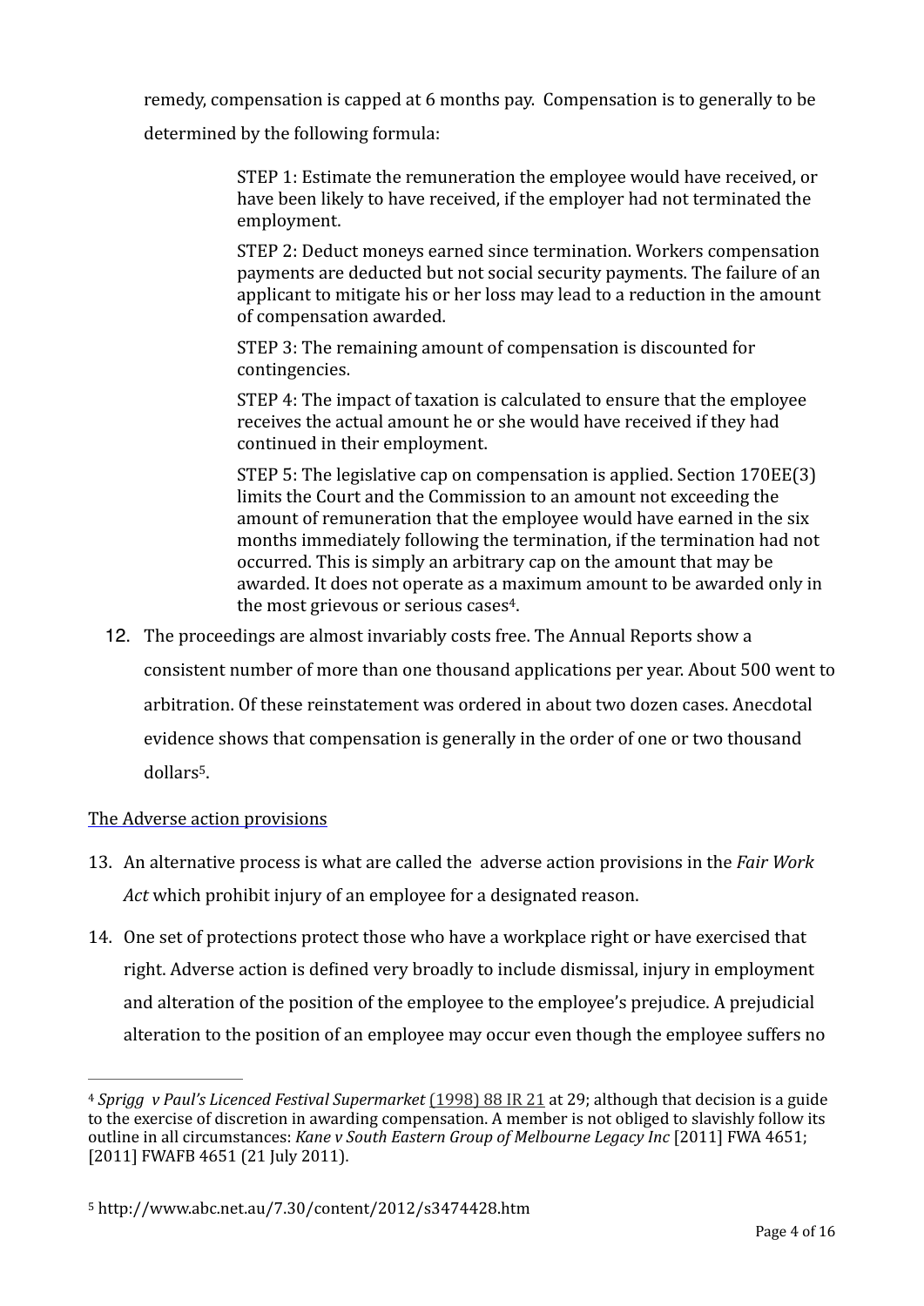remedy, compensation is capped at 6 months pay. Compensation is to generally to be determined by the following formula:

> STEP 1: Estimate the remuneration the employee would have received, or have been likely to have received, if the employer had not terminated the employment.
>
> STEP 2: Deduct moneys earned since termination. Workers compensation payments are deducted but not social security payments. The failure of an applicant to mitigate his or her loss may lead to a reduction in the amount of compensation awarded.
>
> STEP 3: The remaining amount of compensation is discounted for contingencies.
>
> STEP 4: The impact of taxation is calculated to ensure that the employee receives the actual amount he or she would have received if they had continued in their employment.
>
> STEP 5: The legislative cap on compensation is applied. Section 170EE(3) limits the Court and the Commission to an amount not exceeding the amount of remuneration that the employee would have earned in the six months immediately following the termination, if the termination had not occurred. This is simply an arbitrary cap on the amount that may be awarded. It does not operate as a maximum amount to be awarded only in the most grievous or serious cases[4].

12. The proceedings are almost invariably costs free. The Annual Reports show a consistent number of more than one thousand applications per year. About 500 went to arbitration. Of these reinstatement was ordered in about two dozen cases. Anecdotal evidence shows that compensation is generally in the order of one or two thousand dollars[5].

<u>The Adverse action provisions</u>

13. An alternative process is what are called the adverse action provisions in the *Fair Work Act* which prohibit injury of an employee for a designated reason.

14. One set of protections protect those who have a workplace right or have exercised that right. Adverse action is defined very broadly to include dismissal, injury in employment and alteration of the position of the employee to the employee's prejudice. A prejudicial alteration to the position of an employee may occur even though the employee suffers no

---

[4] *Sprigg v Paul's Licenced Festival Supermarket* (1998) 88 IR 21 at 29; although that decision is a guide to the exercise of discretion in awarding compensation. A member is not obliged to slavishly follow its outline in all circumstances: *Kane v South Eastern Group of Melbourne Legacy Inc* [2011] FWA 4651; [2011] FWAFB 4651 (21 July 2011).

[5] http://www.abc.net.au/7.30/content/2012/s3474428.htm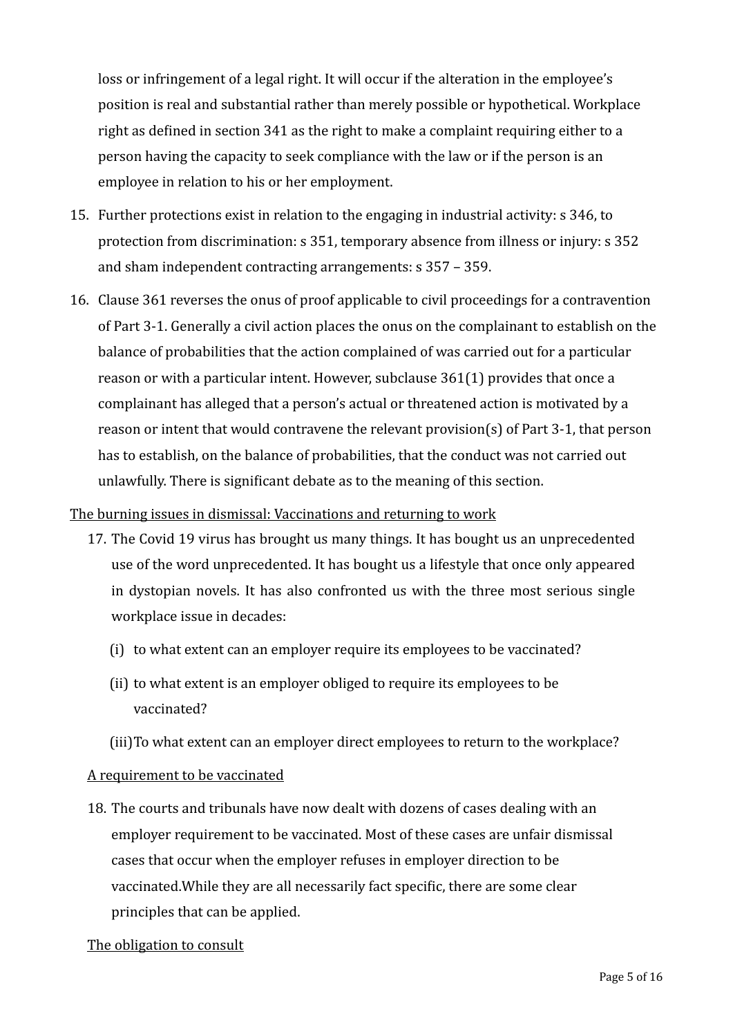loss or infringement of a legal right. It will occur if the alteration in the employee's position is real and substantial rather than merely possible or hypothetical. Workplace right as defined in section 341 as the right to make a complaint requiring either to a person having the capacity to seek compliance with the law or if the person is an employee in relation to his or her employment.

15. Further protections exist in relation to the engaging in industrial activity: s 346, to protection from discrimination: s 351, temporary absence from illness or injury: s 352 and sham independent contracting arrangements: s 357 – 359.

16. Clause 361 reverses the onus of proof applicable to civil proceedings for a contravention of Part 3-1. Generally a civil action places the onus on the complainant to establish on the balance of probabilities that the action complained of was carried out for a particular reason or with a particular intent. However, subclause 361(1) provides that once a complainant has alleged that a person's actual or threatened action is motivated by a reason or intent that would contravene the relevant provision(s) of Part 3-1, that person has to establish, on the balance of probabilities, that the conduct was not carried out unlawfully. There is significant debate as to the meaning of this section.

<u>The burning issues in dismissal: Vaccinations and returning to work</u>

17. The Covid 19 virus has brought us many things. It has bought us an unprecedented use of the word unprecedented. It has bought us a lifestyle that once only appeared in dystopian novels. It has also confronted us with the three most serious single workplace issue in decades:

    (i) to what extent can an employer require its employees to be vaccinated?

    (ii) to what extent is an employer obliged to require its employees to be vaccinated?

    (iii) To what extent can an employer direct employees to return to the workplace?

<u>A requirement to be vaccinated</u>

18. The courts and tribunals have now dealt with dozens of cases dealing with an employer requirement to be vaccinated. Most of these cases are unfair dismissal cases that occur when the employer refuses in employer direction to be vaccinated.While they are all necessarily fact specific, there are some clear principles that can be applied.

<u>The obligation to consult</u>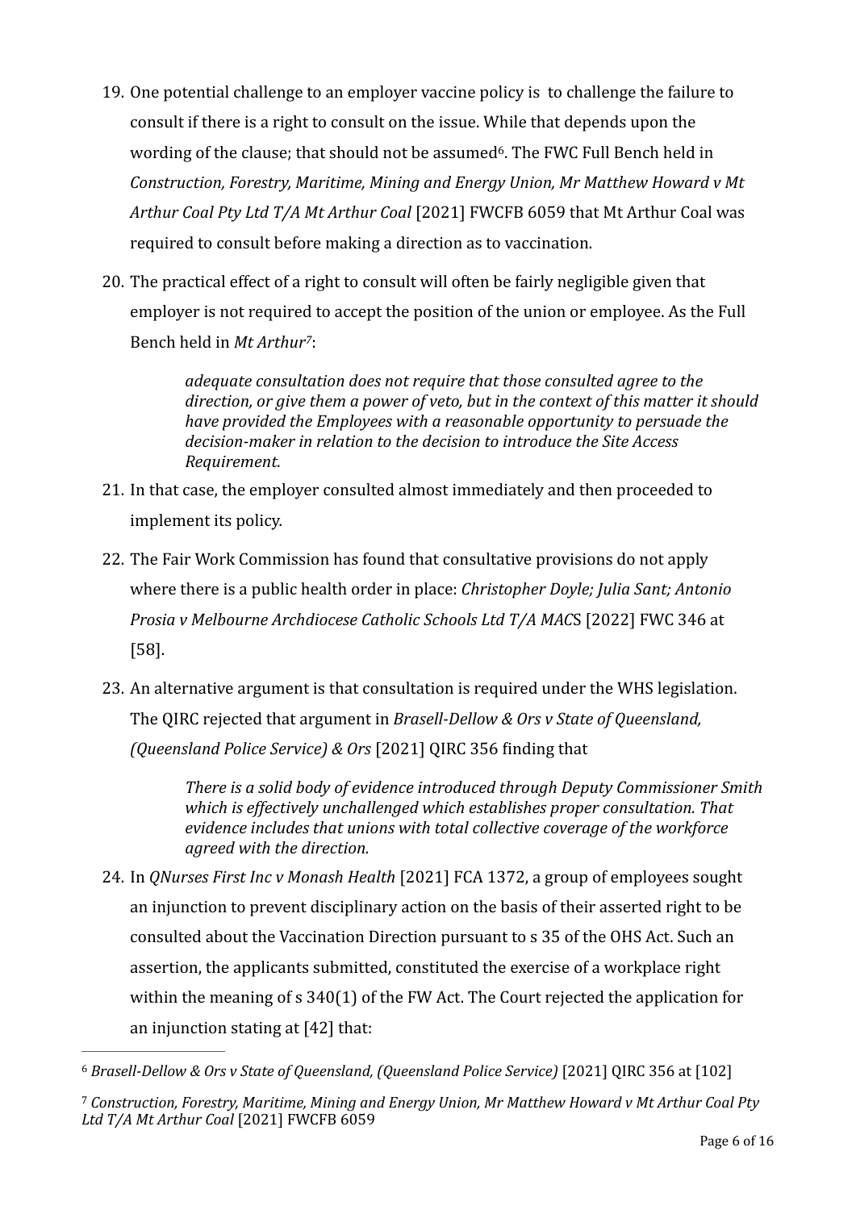19. One potential challenge to an employer vaccine policy is to challenge the failure to consult if there is a right to consult on the issue. While that depends upon the wording of the clause; that should not be assumed[6]. The FWC Full Bench held in *Construction, Forestry, Maritime, Mining and Energy Union, Mr Matthew Howard v Mt Arthur Coal Pty Ltd T/A Mt Arthur Coal* [2021] FWCFB 6059 that Mt Arthur Coal was required to consult before making a direction as to vaccination.

20. The practical effect of a right to consult will often be fairly negligible given that employer is not required to accept the position of the union or employee. As the Full Bench held in *Mt Arthur*[7]:

> *adequate consultation does not require that those consulted agree to the direction, or give them a power of veto, but in the context of this matter it should have provided the Employees with a reasonable opportunity to persuade the decision-maker in relation to the decision to introduce the Site Access Requirement.*

21. In that case, the employer consulted almost immediately and then proceeded to implement its policy.

22. The Fair Work Commission has found that consultative provisions do not apply where there is a public health order in place: *Christopher Doyle; Julia Sant; Antonio Prosia v Melbourne Archdiocese Catholic Schools Ltd T/A MAC*S [2022] FWC 346 at [58].

23. An alternative argument is that consultation is required under the WHS legislation. The QIRC rejected that argument in *Brasell-Dellow & Ors v State of Queensland, (Queensland Police Service) & Ors* [2021] QIRC 356 finding that

> *There is a solid body of evidence introduced through Deputy Commissioner Smith which is effectively unchallenged which establishes proper consultation. That evidence includes that unions with total collective coverage of the workforce agreed with the direction.*

24. In *QNurses First Inc v Monash Health* [2021] FCA 1372, a group of employees sought an injunction to prevent disciplinary action on the basis of their asserted right to be consulted about the Vaccination Direction pursuant to s 35 of the OHS Act. Such an assertion, the applicants submitted, constituted the exercise of a workplace right within the meaning of s 340(1) of the FW Act. The Court rejected the application for an injunction stating at [42] that:

---

[6] *Brasell-Dellow & Ors v State of Queensland, (Queensland Police Service)* [2021] QIRC 356 at [102]

[7] *Construction, Forestry, Maritime, Mining and Energy Union, Mr Matthew Howard v Mt Arthur Coal Pty Ltd T/A Mt Arthur Coal* [2021] FWCFB 6059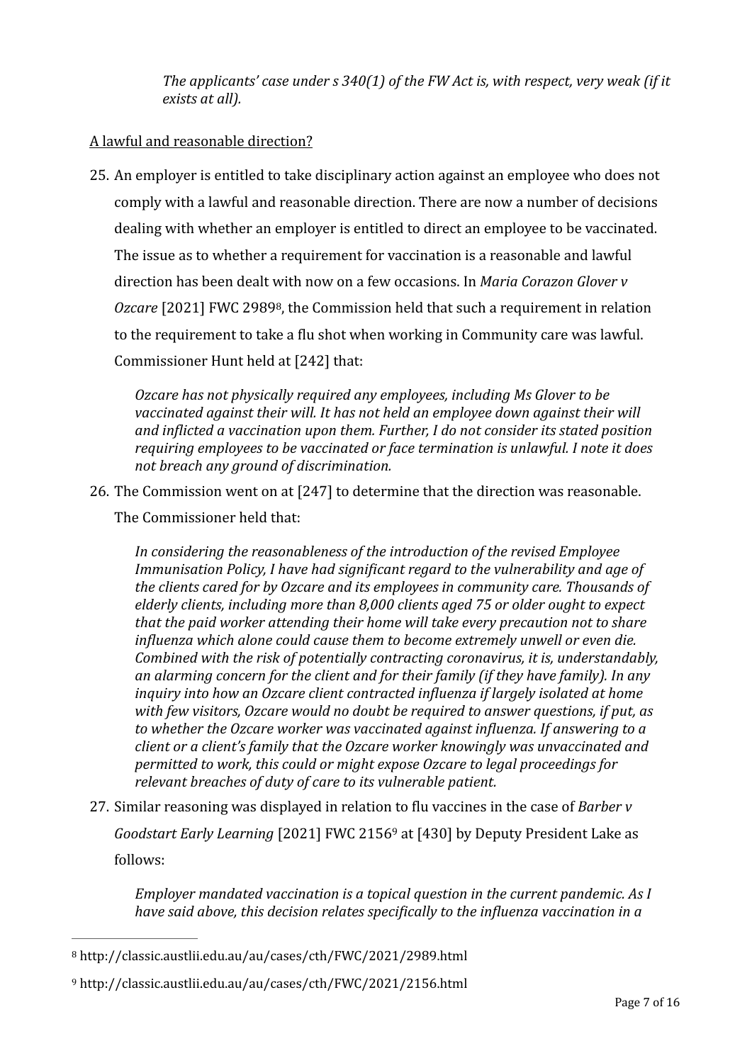*The applicants' case under s 340(1) of the FW Act is, with respect, very weak (if it exists at all).*

A lawful and reasonable direction?

25. An employer is entitled to take disciplinary action against an employee who does not comply with a lawful and reasonable direction. There are now a number of decisions dealing with whether an employer is entitled to direct an employee to be vaccinated. The issue as to whether a requirement for vaccination is a reasonable and lawful direction has been dealt with now on a few occasions. In *Maria Corazon Glover v Ozcare* [2021] FWC 2989[8], the Commission held that such a requirement in relation to the requirement to take a flu shot when working in Community care was lawful. Commissioner Hunt held at [242] that:

   *Ozcare has not physically required any employees, including Ms Glover to be vaccinated against their will. It has not held an employee down against their will and inflicted a vaccination upon them. Further, I do not consider its stated position requiring employees to be vaccinated or face termination is unlawful. I note it does not breach any ground of discrimination.*

26. The Commission went on at [247] to determine that the direction was reasonable. The Commissioner held that:

   *In considering the reasonableness of the introduction of the revised Employee Immunisation Policy, I have had significant regard to the vulnerability and age of the clients cared for by Ozcare and its employees in community care. Thousands of elderly clients, including more than 8,000 clients aged 75 or older ought to expect that the paid worker attending their home will take every precaution not to share influenza which alone could cause them to become extremely unwell or even die. Combined with the risk of potentially contracting coronavirus, it is, understandably, an alarming concern for the client and for their family (if they have family). In any inquiry into how an Ozcare client contracted influenza if largely isolated at home with few visitors, Ozcare would no doubt be required to answer questions, if put, as to whether the Ozcare worker was vaccinated against influenza. If answering to a client or a client's family that the Ozcare worker knowingly was unvaccinated and permitted to work, this could or might expose Ozcare to legal proceedings for relevant breaches of duty of care to its vulnerable patient.*

27. Similar reasoning was displayed in relation to flu vaccines in the case of *Barber v Goodstart Early Learning* [2021] FWC 2156[9] at [430] by Deputy President Lake as follows:

   *Employer mandated vaccination is a topical question in the current pandemic. As I have said above, this decision relates specifically to the influenza vaccination in a*

---

[8] http://classic.austlii.edu.au/au/cases/cth/FWC/2021/2989.html

[9] http://classic.austlii.edu.au/au/cases/cth/FWC/2021/2156.html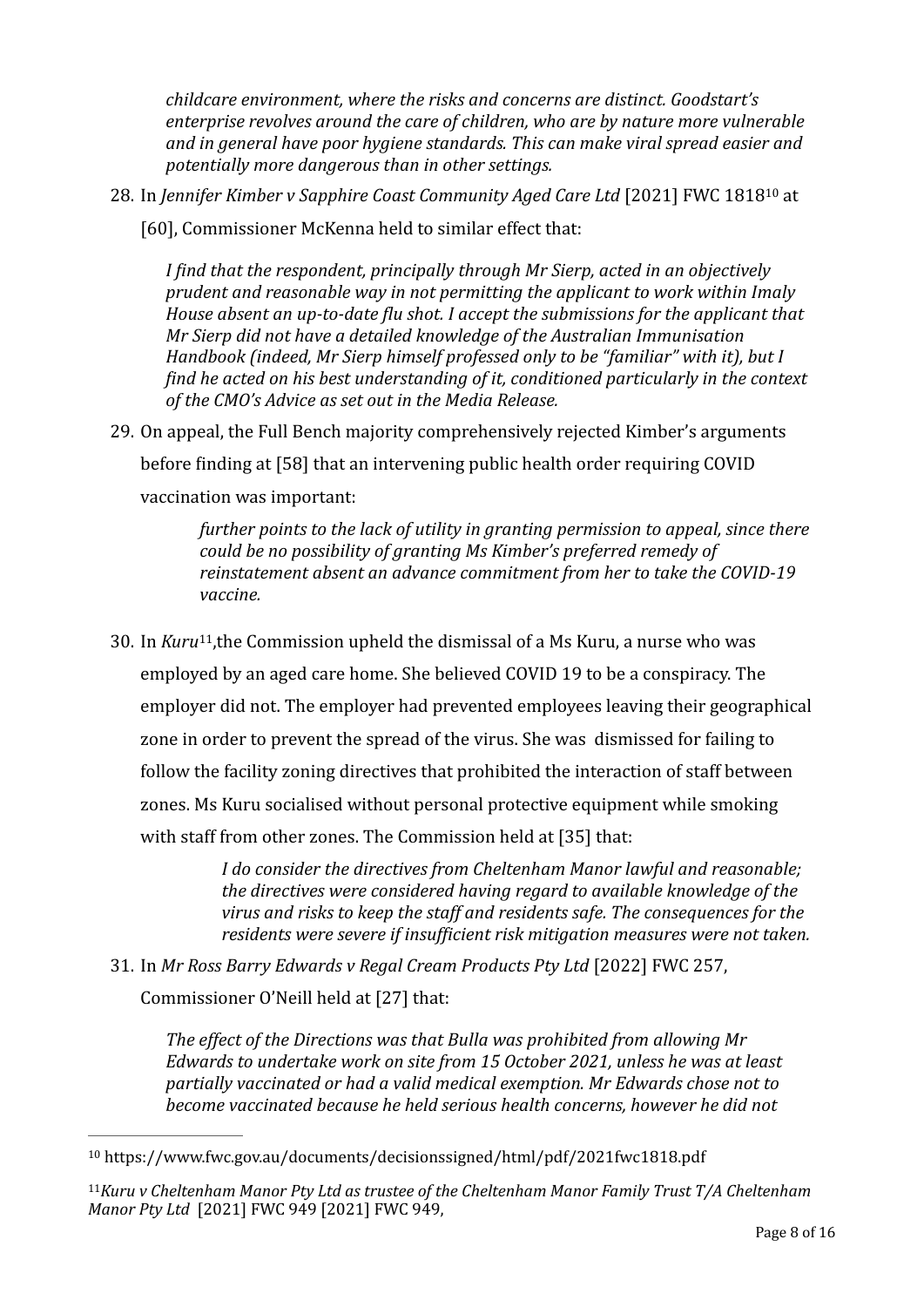*childcare environment, where the risks and concerns are distinct. Goodstart's enterprise revolves around the care of children, who are by nature more vulnerable and in general have poor hygiene standards. This can make viral spread easier and potentially more dangerous than in other settings.*

28. In *Jennifer Kimber v Sapphire Coast Community Aged Care Ltd* [2021] FWC 1818[10] at [60], Commissioner McKenna held to similar effect that:

    *I find that the respondent, principally through Mr Sierp, acted in an objectively prudent and reasonable way in not permitting the applicant to work within Imaly House absent an up-to-date flu shot. I accept the submissions for the applicant that Mr Sierp did not have a detailed knowledge of the Australian Immunisation Handbook (indeed, Mr Sierp himself professed only to be "familiar" with it), but I find he acted on his best understanding of it, conditioned particularly in the context of the CMO's Advice as set out in the Media Release.*

29. On appeal, the Full Bench majority comprehensively rejected Kimber's arguments before finding at [58] that an intervening public health order requiring COVID vaccination was important:

    *further points to the lack of utility in granting permission to appeal, since there could be no possibility of granting Ms Kimber's preferred remedy of reinstatement absent an advance commitment from her to take the COVID-19 vaccine.*

30. In *Kuru*[11],the Commission upheld the dismissal of a Ms Kuru, a nurse who was employed by an aged care home. She believed COVID 19 to be a conspiracy. The employer did not. The employer had prevented employees leaving their geographical zone in order to prevent the spread of the virus. She was dismissed for failing to follow the facility zoning directives that prohibited the interaction of staff between zones. Ms Kuru socialised without personal protective equipment while smoking with staff from other zones. The Commission held at [35] that:

    *I do consider the directives from Cheltenham Manor lawful and reasonable; the directives were considered having regard to available knowledge of the virus and risks to keep the staff and residents safe. The consequences for the residents were severe if insufficient risk mitigation measures were not taken.*

31. In *Mr Ross Barry Edwards v Regal Cream Products Pty Ltd* [2022] FWC 257, Commissioner O'Neill held at [27] that:

    *The effect of the Directions was that Bulla was prohibited from allowing Mr Edwards to undertake work on site from 15 October 2021, unless he was at least partially vaccinated or had a valid medical exemption. Mr Edwards chose not to become vaccinated because he held serious health concerns, however he did not*

---

[10] https://www.fwc.gov.au/documents/decisionssigned/html/pdf/2021fwc1818.pdf

[11] *Kuru v Cheltenham Manor Pty Ltd as trustee of the Cheltenham Manor Family Trust T/A Cheltenham Manor Pty Ltd* [2021] FWC 949 [2021] FWC 949,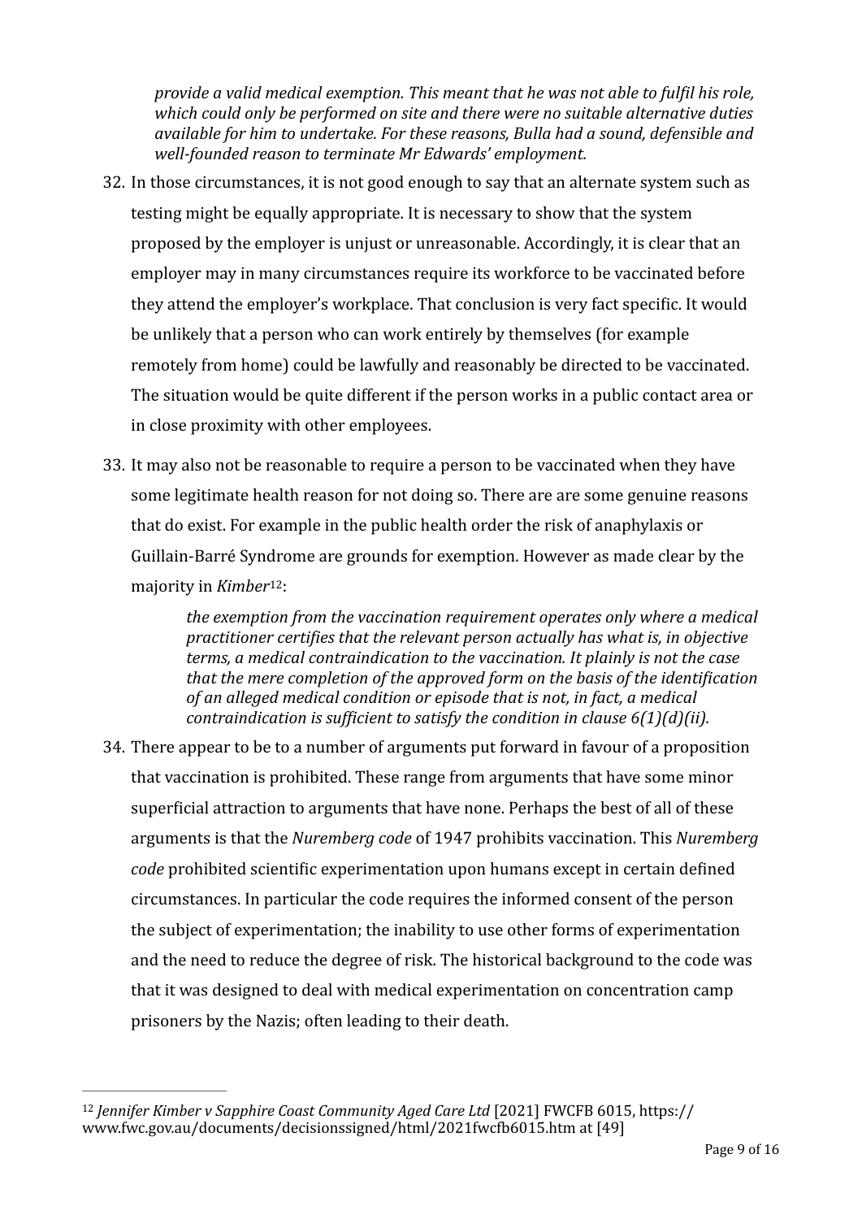> *provide a valid medical exemption. This meant that he was not able to fulfil his role, which could only be performed on site and there were no suitable alternative duties available for him to undertake. For these reasons, Bulla had a sound, defensible and well-founded reason to terminate Mr Edwards' employment.*

32. In those circumstances, it is not good enough to say that an alternate system such as testing might be equally appropriate. It is necessary to show that the system proposed by the employer is unjust or unreasonable. Accordingly, it is clear that an employer may in many circumstances require its workforce to be vaccinated before they attend the employer's workplace. That conclusion is very fact specific. It would be unlikely that a person who can work entirely by themselves (for example remotely from home) could be lawfully and reasonably be directed to be vaccinated. The situation would be quite different if the person works in a public contact area or in close proximity with other employees.

33. It may also not be reasonable to require a person to be vaccinated when they have some legitimate health reason for not doing so. There are are some genuine reasons that do exist. For example in the public health order the risk of anaphylaxis or Guillain-Barré Syndrome are grounds for exemption. However as made clear by the majority in *Kimber*[12]:

    > *the exemption from the vaccination requirement operates only where a medical practitioner certifies that the relevant person actually has what is, in objective terms, a medical contraindication to the vaccination. It plainly is not the case that the mere completion of the approved form on the basis of the identification of an alleged medical condition or episode that is not, in fact, a medical contraindication is sufficient to satisfy the condition in clause 6(1)(d)(ii).*

34. There appear to be to a number of arguments put forward in favour of a proposition that vaccination is prohibited. These range from arguments that have some minor superficial attraction to arguments that have none. Perhaps the best of all of these arguments is that the *Nuremberg code* of 1947 prohibits vaccination. This *Nuremberg code* prohibited scientific experimentation upon humans except in certain defined circumstances. In particular the code requires the informed consent of the person the subject of experimentation; the inability to use other forms of experimentation and the need to reduce the degree of risk. The historical background to the code was that it was designed to deal with medical experimentation on concentration camp prisoners by the Nazis; often leading to their death.

---

[12] *Jennifer Kimber v Sapphire Coast Community Aged Care Ltd* [2021] FWCFB 6015, https://www.fwc.gov.au/documents/decisionssigned/html/2021fwcfb6015.htm at [49]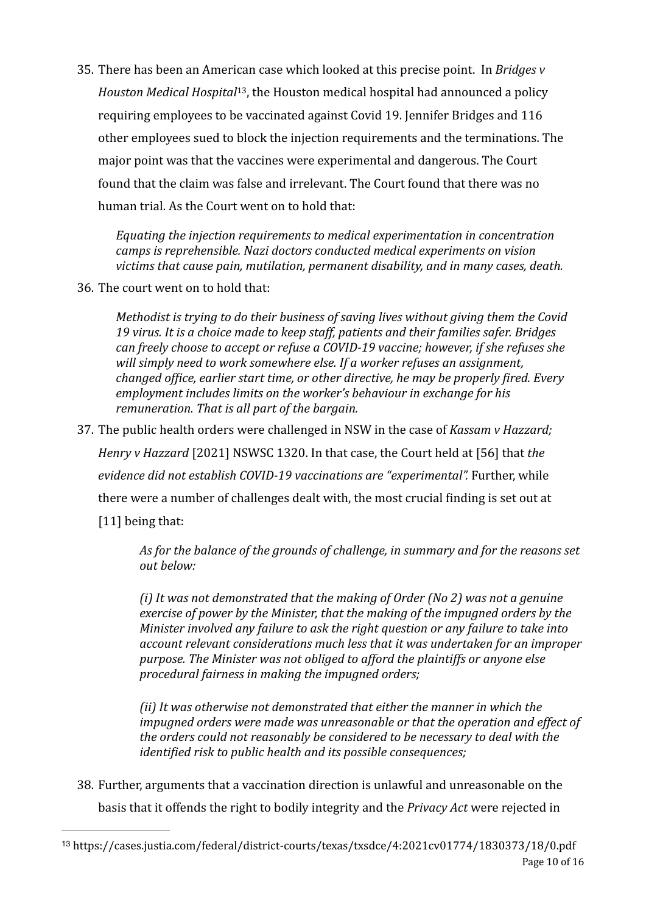35. There has been an American case which looked at this precise point. In *Bridges v Houston Medical Hospital*[13], the Houston medical hospital had announced a policy requiring employees to be vaccinated against Covid 19. Jennifer Bridges and 116 other employees sued to block the injection requirements and the terminations. The major point was that the vaccines were experimental and dangerous. The Court found that the claim was false and irrelevant. The Court found that there was no human trial. As the Court went on to hold that:

    *Equating the injection requirements to medical experimentation in concentration camps is reprehensible. Nazi doctors conducted medical experiments on vision victims that cause pain, mutilation, permanent disability, and in many cases, death.*

36. The court went on to hold that:

    *Methodist is trying to do their business of saving lives without giving them the Covid 19 virus. It is a choice made to keep staff, patients and their families safer. Bridges can freely choose to accept or refuse a COVID-19 vaccine; however, if she refuses she will simply need to work somewhere else. If a worker refuses an assignment, changed office, earlier start time, or other directive, he may be properly fired. Every employment includes limits on the worker's behaviour in exchange for his remuneration. That is all part of the bargain.*

37. The public health orders were challenged in NSW in the case of *Kassam v Hazzard; Henry v Hazzard* [2021] NSWSC 1320. In that case, the Court held at [56] that *the evidence did not establish COVID-19 vaccinations are "experimental".* Further, while there were a number of challenges dealt with, the most crucial finding is set out at [11] being that:

    *As for the balance of the grounds of challenge, in summary and for the reasons set out below:*

    *(i) It was not demonstrated that the making of Order (No 2) was not a genuine exercise of power by the Minister, that the making of the impugned orders by the Minister involved any failure to ask the right question or any failure to take into account relevant considerations much less that it was undertaken for an improper purpose. The Minister was not obliged to afford the plaintiffs or anyone else procedural fairness in making the impugned orders;*

    *(ii) It was otherwise not demonstrated that either the manner in which the impugned orders were made was unreasonable or that the operation and effect of the orders could not reasonably be considered to be necessary to deal with the identified risk to public health and its possible consequences;*

38. Further, arguments that a vaccination direction is unlawful and unreasonable on the basis that it offends the right to bodily integrity and the *Privacy Act* were rejected in

---

[13] https://cases.justia.com/federal/district-courts/texas/txsdce/4:2021cv01774/1830373/18/0.pdf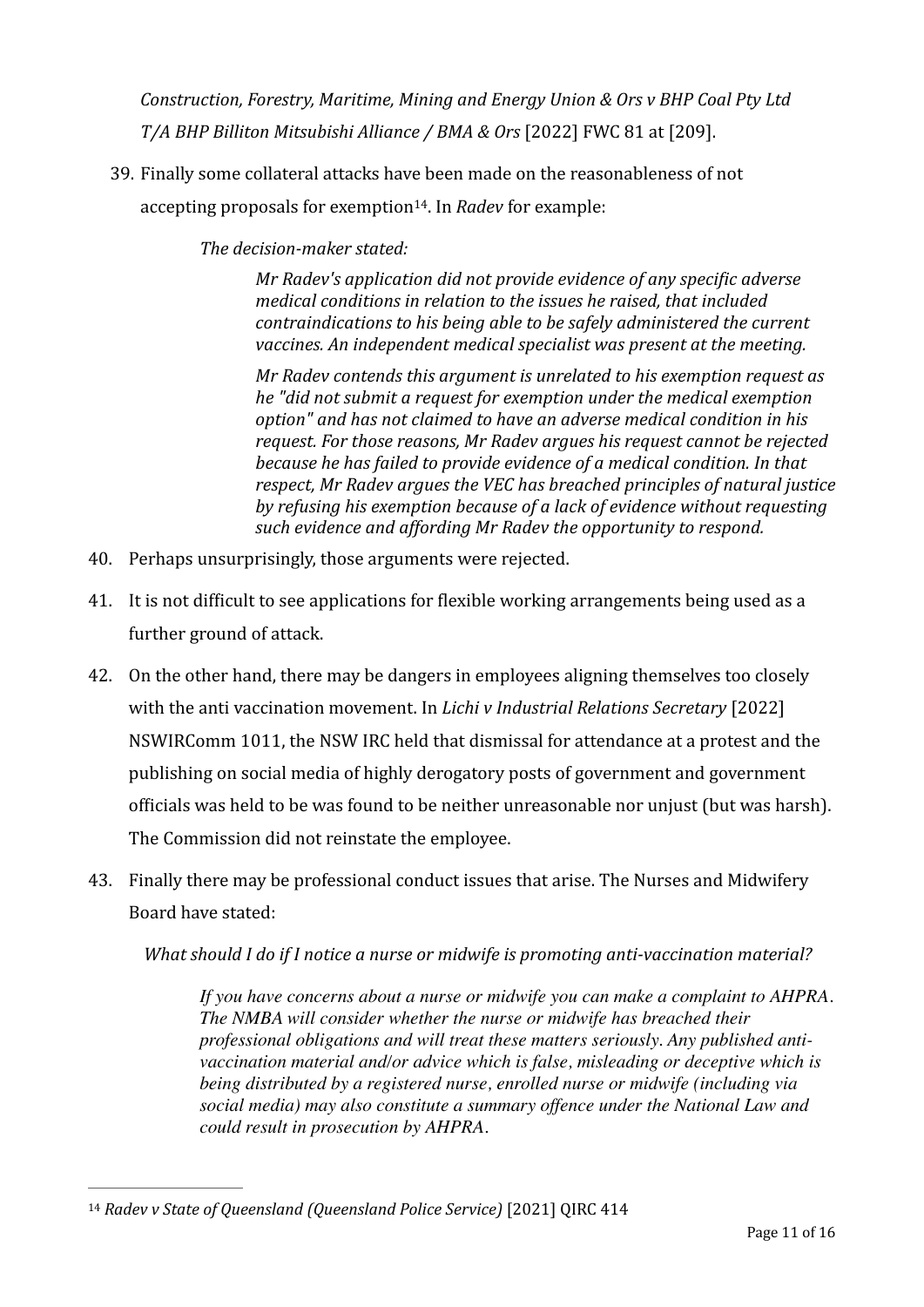*Construction, Forestry, Maritime, Mining and Energy Union & Ors v BHP Coal Pty Ltd T/A BHP Billiton Mitsubishi Alliance / BMA & Ors* [2022] FWC 81 at [209].

39. Finally some collateral attacks have been made on the reasonableness of not accepting proposals for exemption[14]. In *Radev* for example:

> *The decision-maker stated:*
>
> > *Mr Radev's application did not provide evidence of any specific adverse medical conditions in relation to the issues he raised, that included contraindications to his being able to be safely administered the current vaccines. An independent medical specialist was present at the meeting.*
> >
> > *Mr Radev contends this argument is unrelated to his exemption request as he "did not submit a request for exemption under the medical exemption option" and has not claimed to have an adverse medical condition in his request. For those reasons, Mr Radev argues his request cannot be rejected because he has failed to provide evidence of a medical condition. In that respect, Mr Radev argues the VEC has breached principles of natural justice by refusing his exemption because of a lack of evidence without requesting such evidence and affording Mr Radev the opportunity to respond.*

40. Perhaps unsurprisingly, those arguments were rejected.

41. It is not difficult to see applications for flexible working arrangements being used as a further ground of attack.

42. On the other hand, there may be dangers in employees aligning themselves too closely with the anti vaccination movement. In *Lichi v Industrial Relations Secretary* [2022] NSWIRComm 1011, the NSW IRC held that dismissal for attendance at a protest and the publishing on social media of highly derogatory posts of government and government officials was held to be was found to be neither unreasonable nor unjust (but was harsh). The Commission did not reinstate the employee.

43. Finally there may be professional conduct issues that arise. The Nurses and Midwifery Board have stated:

> *What should I do if I notice a nurse or midwife is promoting anti-vaccination material?*
>
> > *If you have concerns about a nurse or midwife you can make a complaint to AHPRA. The NMBA will consider whether the nurse or midwife has breached their professional obligations and will treat these matters seriously. Any published anti-vaccination material and/or advice which is false, misleading or deceptive which is being distributed by a registered nurse, enrolled nurse or midwife (including via social media) may also constitute a summary offence under the National Law and could result in prosecution by AHPRA.*

---

[14] *Radev v State of Queensland (Queensland Police Service)* [2021] QIRC 414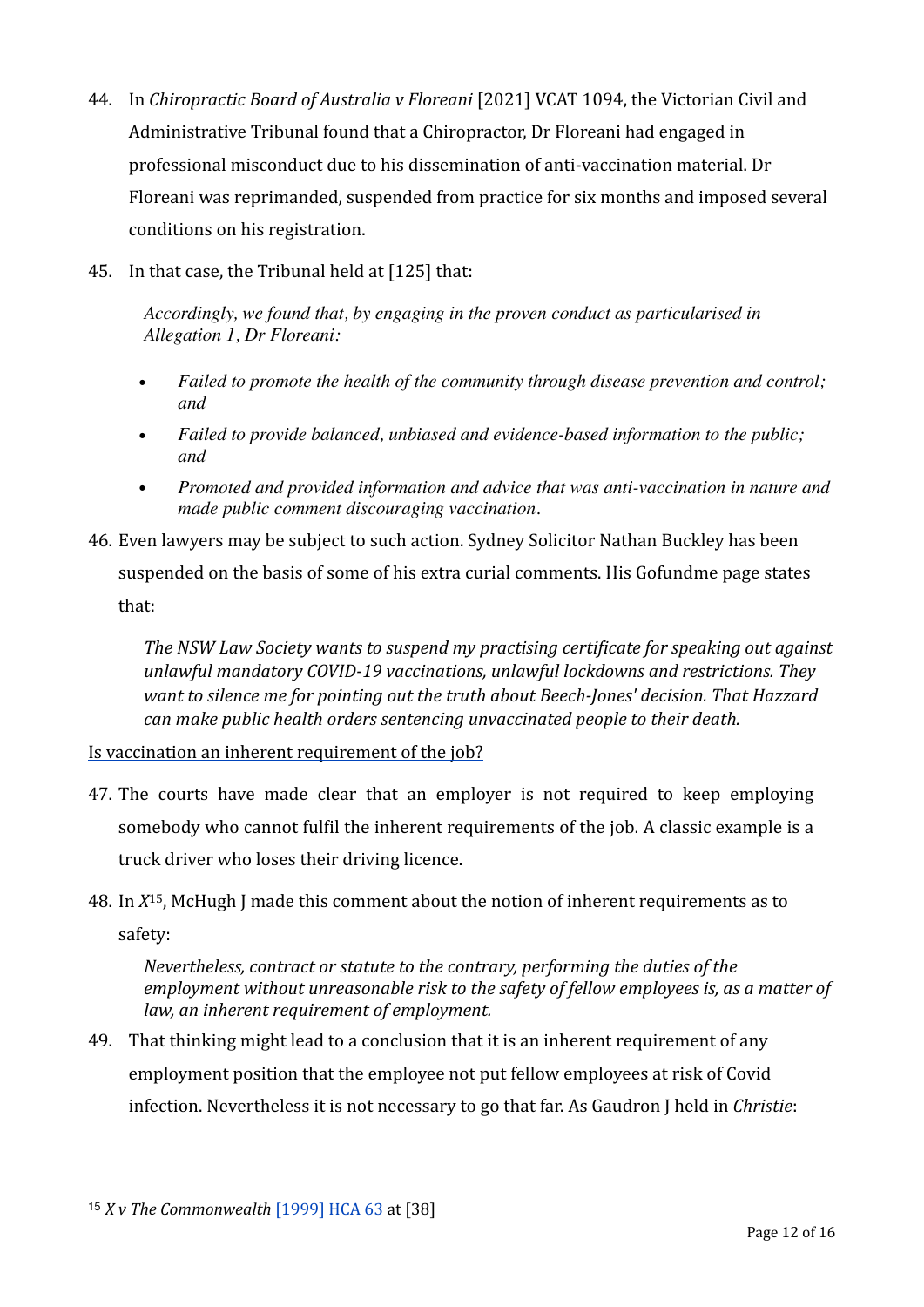44. In *Chiropractic Board of Australia v Floreani* [2021] VCAT 1094, the Victorian Civil and Administrative Tribunal found that a Chiropractor, Dr Floreani had engaged in professional misconduct due to his dissemination of anti-vaccination material. Dr Floreani was reprimanded, suspended from practice for six months and imposed several conditions on his registration.

45. In that case, the Tribunal held at [125] that:

> *Accordingly, we found that, by engaging in the proven conduct as particularised in Allegation 1, Dr Floreani:*
>
> - *Failed to promote the health of the community through disease prevention and control; and*
> - *Failed to provide balanced, unbiased and evidence-based information to the public; and*
> - *Promoted and provided information and advice that was anti-vaccination in nature and made public comment discouraging vaccination.*

46. Even lawyers may be subject to such action. Sydney Solicitor Nathan Buckley has been suspended on the basis of some of his extra curial comments. His Gofundme page states that:

> *The NSW Law Society wants to suspend my practising certificate for speaking out against unlawful mandatory COVID-19 vaccinations, unlawful lockdowns and restrictions. They want to silence me for pointing out the truth about Beech-Jones' decision. That Hazzard can make public health orders sentencing unvaccinated people to their death.*

Is vaccination an inherent requirement of the job?

47. The courts have made clear that an employer is not required to keep employing somebody who cannot fulfil the inherent requirements of the job. A classic example is a truck driver who loses their driving licence.

48. In *X*[15], McHugh J made this comment about the notion of inherent requirements as to safety:

> *Nevertheless, contract or statute to the contrary, performing the duties of the employment without unreasonable risk to the safety of fellow employees is, as a matter of law, an inherent requirement of employment.*

49. That thinking might lead to a conclusion that it is an inherent requirement of any employment position that the employee not put fellow employees at risk of Covid infection. Nevertheless it is not necessary to go that far. As Gaudron J held in *Christie*:

---

[15] *X v The Commonwealth* [1999] HCA 63 at [38]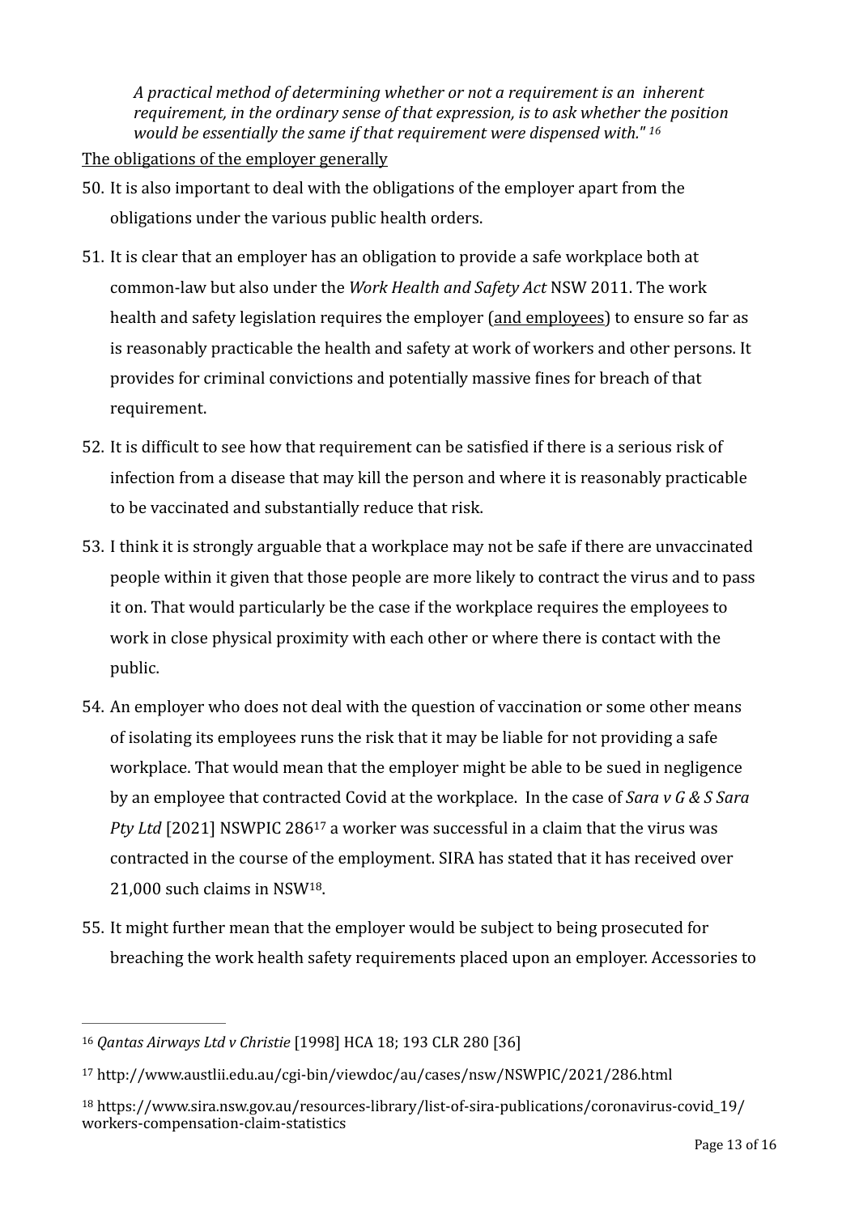*A practical method of determining whether or not a requirement is an inherent requirement, in the ordinary sense of that expression, is to ask whether the position would be essentially the same if that requirement were dispensed with."* [16]

<u>The obligations of the employer generally</u>

50. It is also important to deal with the obligations of the employer apart from the obligations under the various public health orders.

51. It is clear that an employer has an obligation to provide a safe workplace both at common-law but also under the *Work Health and Safety Act* NSW 2011. The work health and safety legislation requires the employer (<u>and employees</u>) to ensure so far as is reasonably practicable the health and safety at work of workers and other persons. It provides for criminal convictions and potentially massive fines for breach of that requirement.

52. It is difficult to see how that requirement can be satisfied if there is a serious risk of infection from a disease that may kill the person and where it is reasonably practicable to be vaccinated and substantially reduce that risk.

53. I think it is strongly arguable that a workplace may not be safe if there are unvaccinated people within it given that those people are more likely to contract the virus and to pass it on. That would particularly be the case if the workplace requires the employees to work in close physical proximity with each other or where there is contact with the public.

54. An employer who does not deal with the question of vaccination or some other means of isolating its employees runs the risk that it may be liable for not providing a safe workplace. That would mean that the employer might be able to be sued in negligence by an employee that contracted Covid at the workplace. In the case of *Sara v G & S Sara Pty Ltd* [2021] NSWPIC 286[17] a worker was successful in a claim that the virus was contracted in the course of the employment. SIRA has stated that it has received over 21,000 such claims in NSW[18].

55. It might further mean that the employer would be subject to being prosecuted for breaching the work health safety requirements placed upon an employer. Accessories to

---

[16] *Qantas Airways Ltd v Christie* [1998] HCA 18; 193 CLR 280 [36]

[17] http://www.austlii.edu.au/cgi-bin/viewdoc/au/cases/nsw/NSWPIC/2021/286.html

[18] https://www.sira.nsw.gov.au/resources-library/list-of-sira-publications/coronavirus-covid_19/workers-compensation-claim-statistics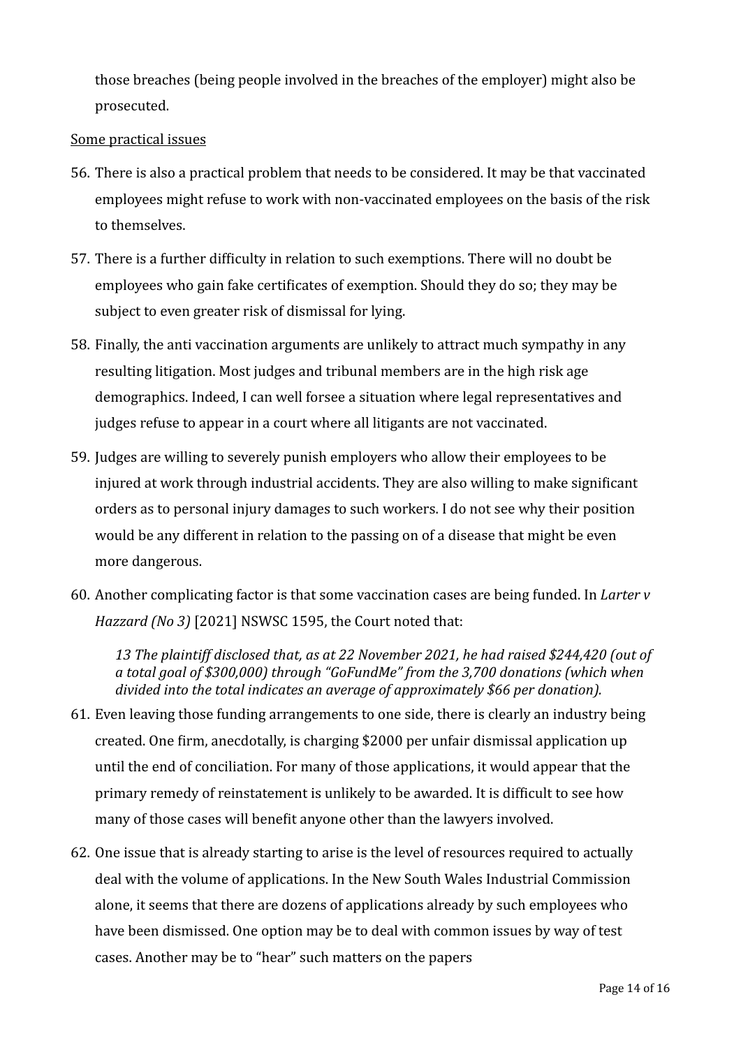those breaches (being people involved in the breaches of the employer) might also be prosecuted.

Some practical issues

56. There is also a practical problem that needs to be considered. It may be that vaccinated employees might refuse to work with non-vaccinated employees on the basis of the risk to themselves.

57. There is a further difficulty in relation to such exemptions. There will no doubt be employees who gain fake certificates of exemption. Should they do so; they may be subject to even greater risk of dismissal for lying.

58. Finally, the anti vaccination arguments are unlikely to attract much sympathy in any resulting litigation. Most judges and tribunal members are in the high risk age demographics. Indeed, I can well forsee a situation where legal representatives and judges refuse to appear in a court where all litigants are not vaccinated.

59. Judges are willing to severely punish employers who allow their employees to be injured at work through industrial accidents. They are also willing to make significant orders as to personal injury damages to such workers. I do not see why their position would be any different in relation to the passing on of a disease that might be even more dangerous.

60. Another complicating factor is that some vaccination cases are being funded. In *Larter v Hazzard (No 3)* [2021] NSWSC 1595, the Court noted that:

    *13 The plaintiff disclosed that, as at 22 November 2021, he had raised $244,420 (out of a total goal of $300,000) through "GoFundMe" from the 3,700 donations (which when divided into the total indicates an average of approximately $66 per donation).*

61. Even leaving those funding arrangements to one side, there is clearly an industry being created. One firm, anecdotally, is charging $2000 per unfair dismissal application up until the end of conciliation. For many of those applications, it would appear that the primary remedy of reinstatement is unlikely to be awarded. It is difficult to see how many of those cases will benefit anyone other than the lawyers involved.

62. One issue that is already starting to arise is the level of resources required to actually deal with the volume of applications. In the New South Wales Industrial Commission alone, it seems that there are dozens of applications already by such employees who have been dismissed. One option may be to deal with common issues by way of test cases. Another may be to "hear" such matters on the papers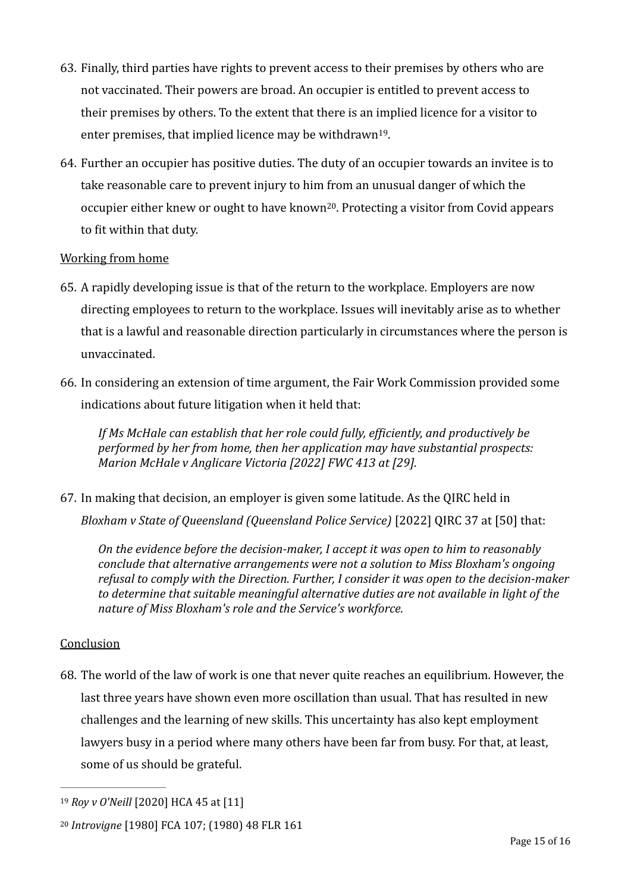63. Finally, third parties have rights to prevent access to their premises by others who are not vaccinated. Their powers are broad. An occupier is entitled to prevent access to their premises by others. To the extent that there is an implied licence for a visitor to enter premises, that implied licence may be withdrawn[19].

64. Further an occupier has positive duties. The duty of an occupier towards an invitee is to take reasonable care to prevent injury to him from an unusual danger of which the occupier either knew or ought to have known[20]. Protecting a visitor from Covid appears to fit within that duty.

<u>Working from home</u>

65. A rapidly developing issue is that of the return to the workplace. Employers are now directing employees to return to the workplace. Issues will inevitably arise as to whether that is a lawful and reasonable direction particularly in circumstances where the person is unvaccinated.

66. In considering an extension of time argument, the Fair Work Commission provided some indications about future litigation when it held that:

    *If Ms McHale can establish that her role could fully, efficiently, and productively be performed by her from home, then her application may have substantial prospects: Marion McHale v Anglicare Victoria [2022] FWC 413 at [29].*

67. In making that decision, an employer is given some latitude. As the QIRC held in *Bloxham v State of Queensland (Queensland Police Service)* [2022] QIRC 37 at [50] that:

    *On the evidence before the decision-maker, I accept it was open to him to reasonably conclude that alternative arrangements were not a solution to Miss Bloxham's ongoing refusal to comply with the Direction. Further, I consider it was open to the decision-maker to determine that suitable meaningful alternative duties are not available in light of the nature of Miss Bloxham's role and the Service's workforce.*

<u>Conclusion</u>

68. The world of the law of work is one that never quite reaches an equilibrium. However, the last three years have shown even more oscillation than usual. That has resulted in new challenges and the learning of new skills. This uncertainty has also kept employment lawyers busy in a period where many others have been far from busy. For that, at least, some of us should be grateful.

---

[19] *Roy v O'Neill* [2020] HCA 45 at [11]

[20] *Introvigne* [1980] FCA 107; (1980) 48 FLR 161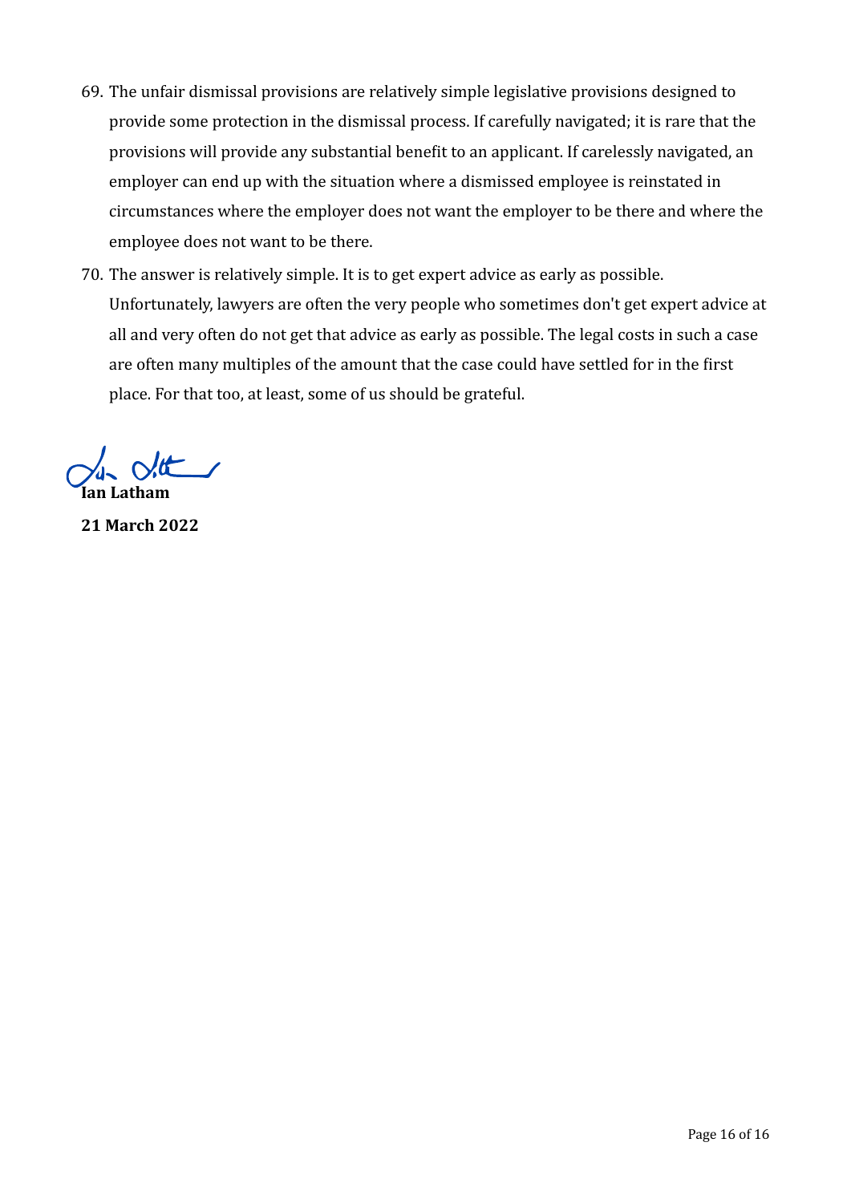69. The unfair dismissal provisions are relatively simple legislative provisions designed to provide some protection in the dismissal process. If carefully navigated; it is rare that the provisions will provide any substantial benefit to an applicant. If carelessly navigated, an employer can end up with the situation where a dismissed employee is reinstated in circumstances where the employer does not want the employer to be there and where the employee does not want to be there.

70. The answer is relatively simple. It is to get expert advice as early as possible. Unfortunately, lawyers are often the very people who sometimes don't get expert advice at all and very often do not get that advice as early as possible. The legal costs in such a case are often many multiples of the amount that the case could have settled for in the first place. For that too, at least, some of us should be grateful.

**Ian Latham**

**21 March 2022**